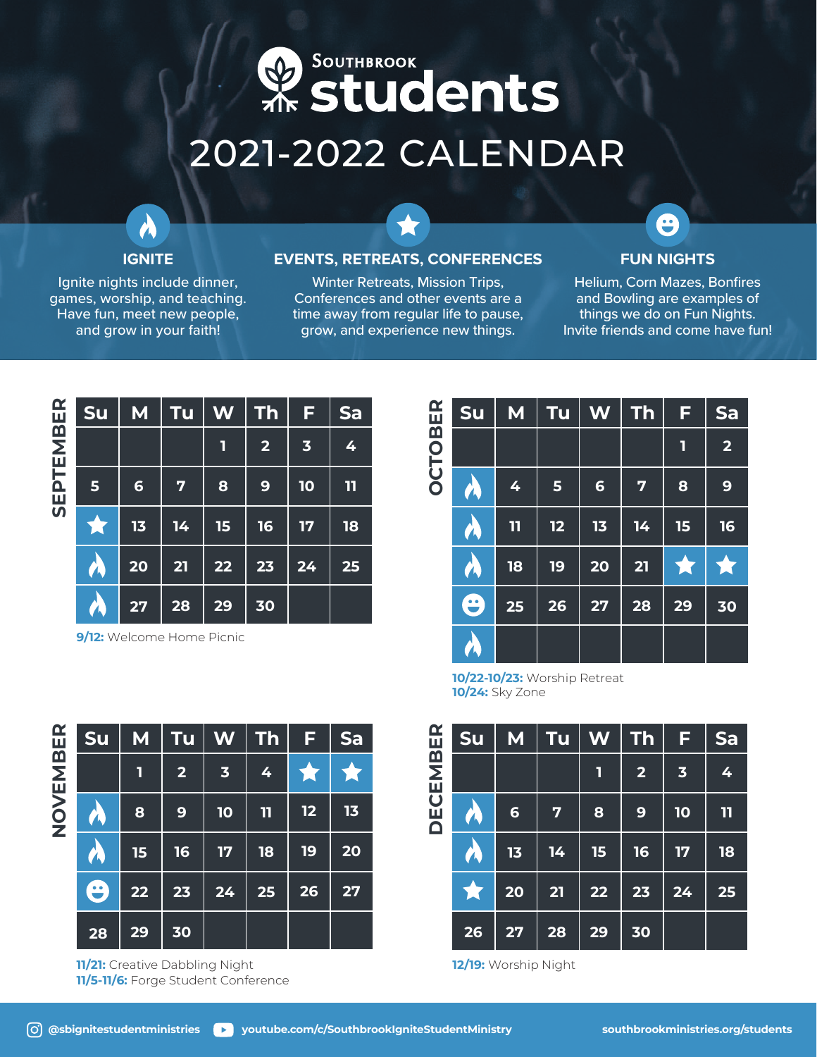# SOUTHBROOK students

# 2021-2022 CALENDAR

### IGNITE

Ignite nights include dinner, games, worship, and teaching. Have fun, meet new people, and grow in your faith!

### EVENTS, RETREATS, CONFERENCES

Winter Retreats, Mission Trips, Conferences and other events are a time away from regular life to pause, grow, and experience new things.

### FUN NIGHTS

Helium, Corn Mazes, Bonfires and Bowling are examples of things we do on Fun Nights. Invite friends and come have fun!

## SEPTEMBER

| Su | M | Tu | W | Th | F | Sa |
|---|---|---|---|---|---|---|
| | | | 1 | 2 | 3 | 4 |
| 5 | 6 | 7 | 8 | 9 | 10 | 11 |
| ★ | 13 | 14 | 15 | 16 | 17 | 18 |
| 🔥 | 20 | 21 | 22 | 23 | 24 | 25 |
| 🔥 | 27 | 28 | 29 | 30 | | |

**9/12:** Welcome Home Picnic

## OCTOBER

| Su | M | Tu | W | Th | F | Sa |
|---|---|---|---|---|---|---|
| | | | | | 1 | 2 |
| 🔥 | 4 | 5 | 6 | 7 | 8 | 9 |
| 🔥 | 11 | 12 | 13 | 14 | 15 | 16 |
| 🔥 | 18 | 19 | 20 | 21 | ★ | ★ |
| ☺ | 25 | 26 | 27 | 28 | 29 | 30 |
| 🔥 | | | | | | |

**10/22-10/23:** Worship Retreat
**10/24:** Sky Zone

## NOVEMBER

| Su | M | Tu | W | Th | F | Sa |
|---|---|---|---|---|---|---|
| | 1 | 2 | 3 | 4 | ★ | ★ |
| 🔥 | 8 | 9 | 10 | 11 | 12 | 13 |
| 🔥 | 15 | 16 | 17 | 18 | 19 | 20 |
| ☺ | 22 | 23 | 24 | 25 | 26 | 27 |
| 28 | 29 | 30 | | | | |

**11/21:** Creative Dabbling Night
**11/5-11/6:** Forge Student Conference

## DECEMBER

| Su | M | Tu | W | Th | F | Sa |
|---|---|---|---|---|---|---|
| | | | 1 | 2 | 3 | 4 |
| 🔥 | 6 | 7 | 8 | 9 | 10 | 11 |
| 🔥 | 13 | 14 | 15 | 16 | 17 | 18 |
| ★ | 20 | 21 | 22 | 23 | 24 | 25 |
| 26 | 27 | 28 | 29 | 30 | | |

**12/19:** Worship Night

@sbignitestudentministries youtube.com/c/SouthbrookIgniteStudentMinistry southbrookministries.org/students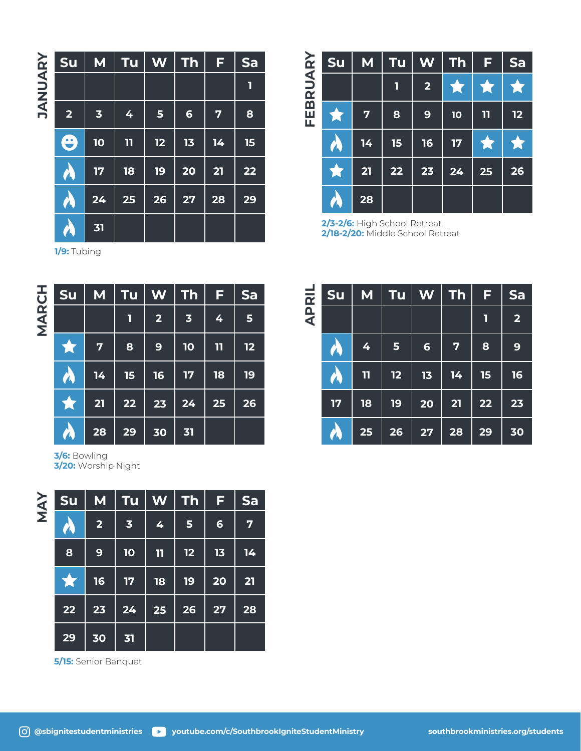## JANUARY

| Su | M | Tu | W | Th | F | Sa |
|---|---|---|---|---|---|---|
| | | | | | | 1 |
| 2 | 3 | 4 | 5 | 6 | 7 | 8 |
| 😀 | 10 | 11 | 12 | 13 | 14 | 15 |
| 🔥 | 17 | 18 | 19 | 20 | 21 | 22 |
| 🔥 | 24 | 25 | 26 | 27 | 28 | 29 |
| 🔥 | 31 | | | | | |

**1/9:** Tubing

## FEBRUARY

| Su | M | Tu | W | Th | F | Sa |
|---|---|---|---|---|---|---|
| | | 1 | 2 | ★ | ★ | ★ |
| ★ | 7 | 8 | 9 | 10 | 11 | 12 |
| 🔥 | 14 | 15 | 16 | 17 | ★ | ★ |
| ★ | 21 | 22 | 23 | 24 | 25 | 26 |
| 🔥 | 28 | | | | | |

**2/3-2/6:** High School Retreat
**2/18-2/20:** Middle School Retreat

## MARCH

| Su | M | Tu | W | Th | F | Sa |
|---|---|---|---|---|---|---|
| | | 1 | 2 | 3 | 4 | 5 |
| ★ | 7 | 8 | 9 | 10 | 11 | 12 |
| 🔥 | 14 | 15 | 16 | 17 | 18 | 19 |
| ★ | 21 | 22 | 23 | 24 | 25 | 26 |
| 🔥 | 28 | 29 | 30 | 31 | | |

**3/6:** Bowling
**3/20:** Worship Night

## APRIL

| Su | M | Tu | W | Th | F | Sa |
|---|---|---|---|---|---|---|
| | | | | | 1 | 2 |
| 🔥 | 4 | 5 | 6 | 7 | 8 | 9 |
| 🔥 | 11 | 12 | 13 | 14 | 15 | 16 |
| 17 | 18 | 19 | 20 | 21 | 22 | 23 |
| 🔥 | 25 | 26 | 27 | 28 | 29 | 30 |

## MAY

| Su | M | Tu | W | Th | F | Sa |
|---|---|---|---|---|---|---|
| 🔥 | 2 | 3 | 4 | 5 | 6 | 7 |
| 8 | 9 | 10 | 11 | 12 | 13 | 14 |
| ★ | 16 | 17 | 18 | 19 | 20 | 21 |
| 22 | 23 | 24 | 25 | 26 | 27 | 28 |
| 29 | 30 | 31 | | | | |

**5/15:** Senior Banquet

@sbignitestudentministries | youtube.com/c/SouthbrookIgniteStudentMinistry | southbrookministries.org/students